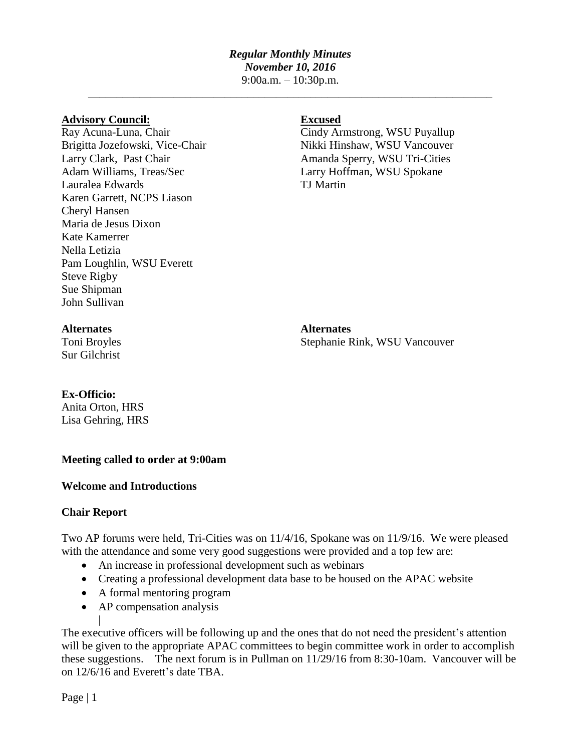***Regular Monthly Minutes***
***November 10, 2016***
9:00a.m. – 10:30p.m.

---

**Advisory Council:**
Ray Acuna-Luna, Chair
Brigitta Jozefowski, Vice-Chair
Larry Clark, Past Chair
Adam Williams, Treas/Sec
Lauralea Edwards
Karen Garrett, NCPS Liason
Cheryl Hansen
Maria de Jesus Dixon
Kate Kamerrer
Nella Letizia
Pam Loughlin, WSU Everett
Steve Rigby
Sue Shipman
John Sullivan

**Excused**
Cindy Armstrong, WSU Puyallup
Nikki Hinshaw, WSU Vancouver
Amanda Sperry, WSU Tri-Cities
Larry Hoffman, WSU Spokane
TJ Martin

**Alternates**
Toni Broyles
Sur Gilchrist

**Alternates**
Stephanie Rink, WSU Vancouver

**Ex-Officio:**
Anita Orton, HRS
Lisa Gehring, HRS

**Meeting called to order at 9:00am**

**Welcome and Introductions**

**Chair Report**

Two AP forums were held, Tri-Cities was on 11/4/16, Spokane was on 11/9/16. We were pleased with the attendance and some very good suggestions were provided and a top few are:

- An increase in professional development such as webinars
- Creating a professional development data base to be housed on the APAC website
- A formal mentoring program
- AP compensation analysis

The executive officers will be following up and the ones that do not need the president's attention will be given to the appropriate APAC committees to begin committee work in order to accomplish these suggestions. The next forum is in Pullman on 11/29/16 from 8:30-10am. Vancouver will be on 12/6/16 and Everett's date TBA.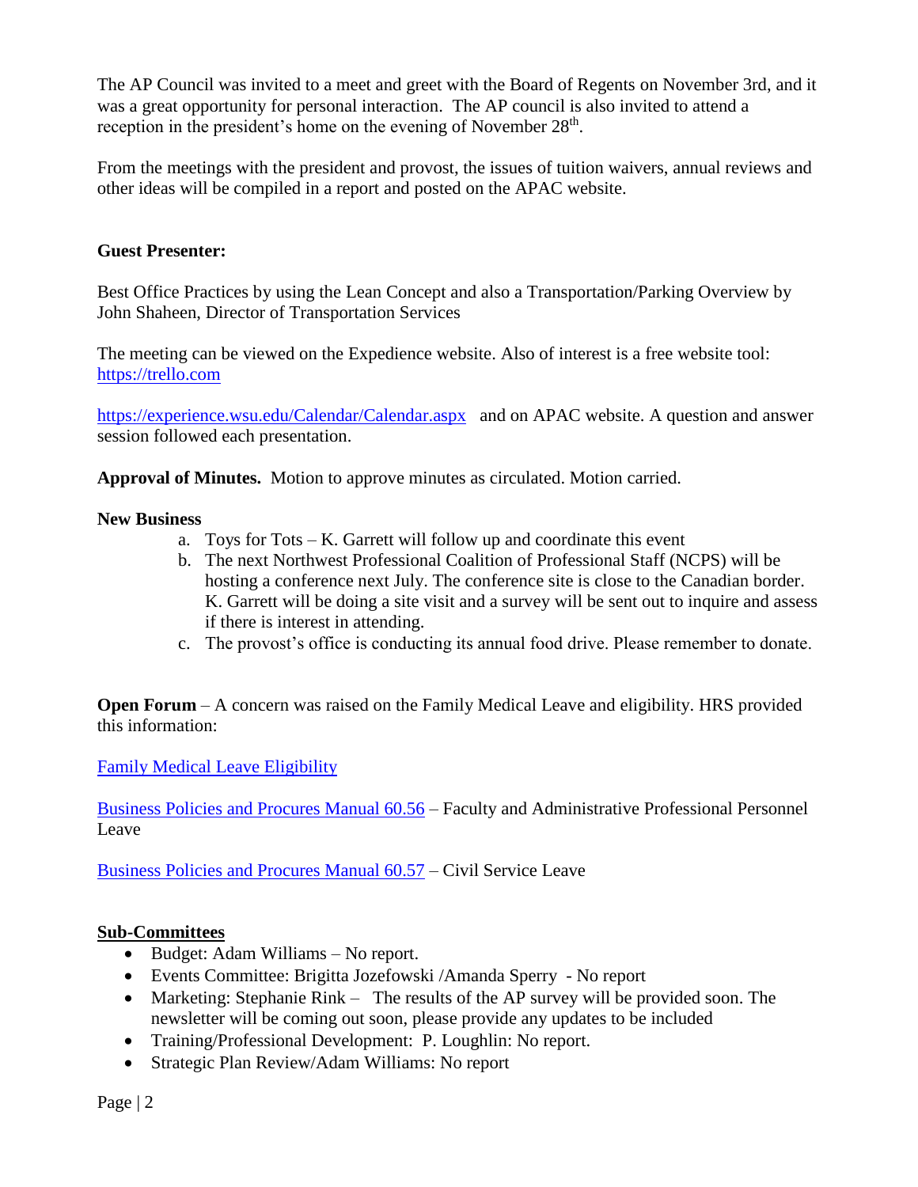The AP Council was invited to a meet and greet with the Board of Regents on November 3rd, and it was a great opportunity for personal interaction. The AP council is also invited to attend a reception in the president's home on the evening of November 28th.

From the meetings with the president and provost, the issues of tuition waivers, annual reviews and other ideas will be compiled in a report and posted on the APAC website.

**Guest Presenter:**

Best Office Practices by using the Lean Concept and also a Transportation/Parking Overview by John Shaheen, Director of Transportation Services

The meeting can be viewed on the Expedience website. Also of interest is a free website tool: [https://trello.com](https://trello.com)

[https://experience.wsu.edu/Calendar/Calendar.aspx](https://experience.wsu.edu/Calendar/Calendar.aspx) and on APAC website. A question and answer session followed each presentation.

**Approval of Minutes.** Motion to approve minutes as circulated. Motion carried.

**New Business**

a. Toys for Tots – K. Garrett will follow up and coordinate this event
b. The next Northwest Professional Coalition of Professional Staff (NCPS) will be hosting a conference next July. The conference site is close to the Canadian border. K. Garrett will be doing a site visit and a survey will be sent out to inquire and assess if there is interest in attending.
c. The provost's office is conducting its annual food drive. Please remember to donate.

**Open Forum** – A concern was raised on the Family Medical Leave and eligibility. HRS provided this information:

Family Medical Leave Eligibility

Business Policies and Procures Manual 60.56 – Faculty and Administrative Professional Personnel Leave

Business Policies and Procures Manual 60.57 – Civil Service Leave

**Sub-Committees**

- Budget: Adam Williams – No report.
- Events Committee: Brigitta Jozefowski /Amanda Sperry - No report
- Marketing: Stephanie Rink – The results of the AP survey will be provided soon. The newsletter will be coming out soon, please provide any updates to be included
- Training/Professional Development: P. Loughlin: No report.
- Strategic Plan Review/Adam Williams: No report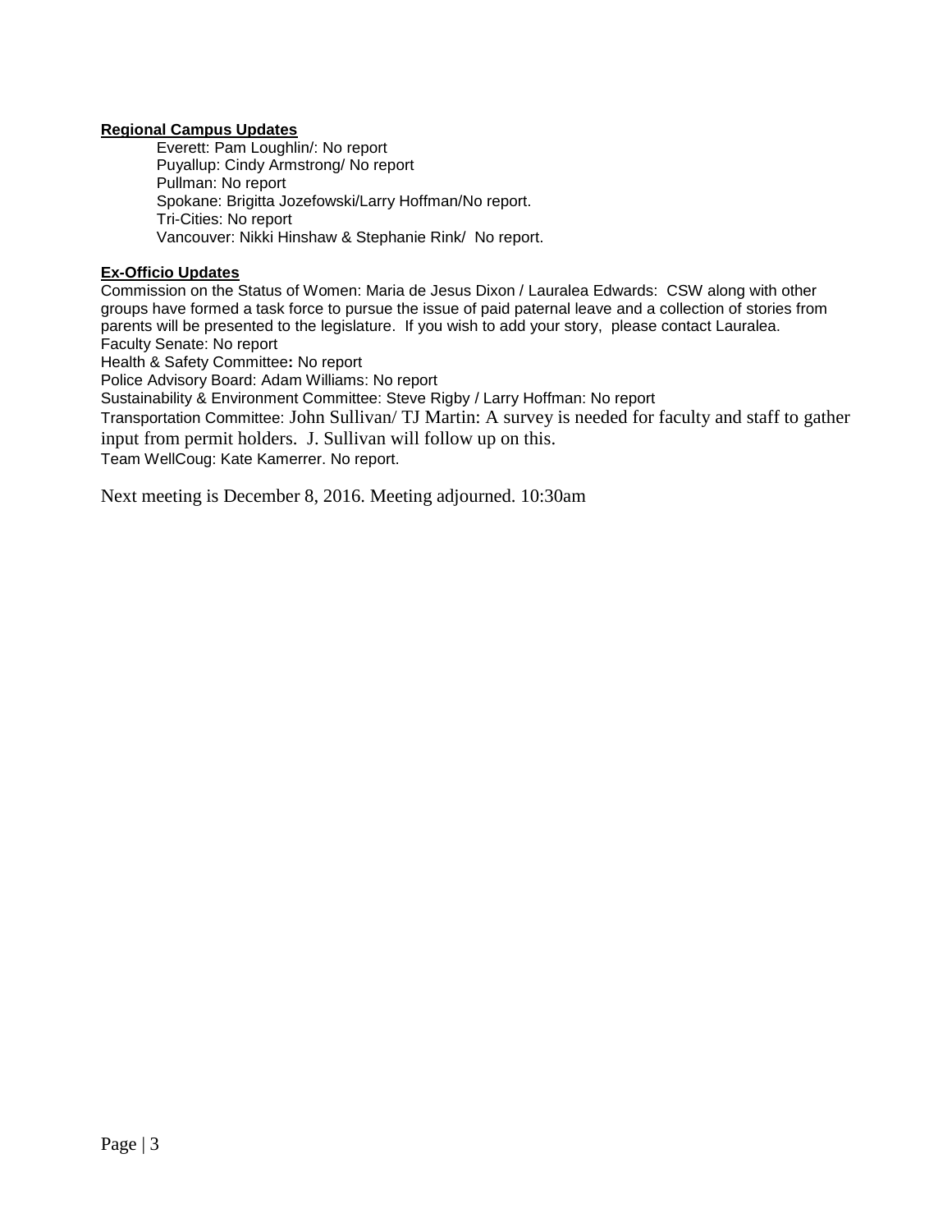**Regional Campus Updates**

Everett: Pam Loughlin/: No report
Puyallup: Cindy Armstrong/ No report
Pullman: No report
Spokane: Brigitta Jozefowski/Larry Hoffman/No report.
Tri-Cities: No report
Vancouver: Nikki Hinshaw & Stephanie Rink/ No report.

**Ex-Officio Updates**

Commission on the Status of Women: Maria de Jesus Dixon / Lauralea Edwards: CSW along with other groups have formed a task force to pursue the issue of paid paternal leave and a collection of stories from parents will be presented to the legislature. If you wish to add your story, please contact Lauralea.
Faculty Senate: No report
Health & Safety Committee**:** No report
Police Advisory Board: Adam Williams: No report
Sustainability & Environment Committee: Steve Rigby / Larry Hoffman: No report
Transportation Committee: John Sullivan/ TJ Martin: A survey is needed for faculty and staff to gather input from permit holders. J. Sullivan will follow up on this.
Team WellCoug: Kate Kamerrer. No report.

Next meeting is December 8, 2016. Meeting adjourned. 10:30am